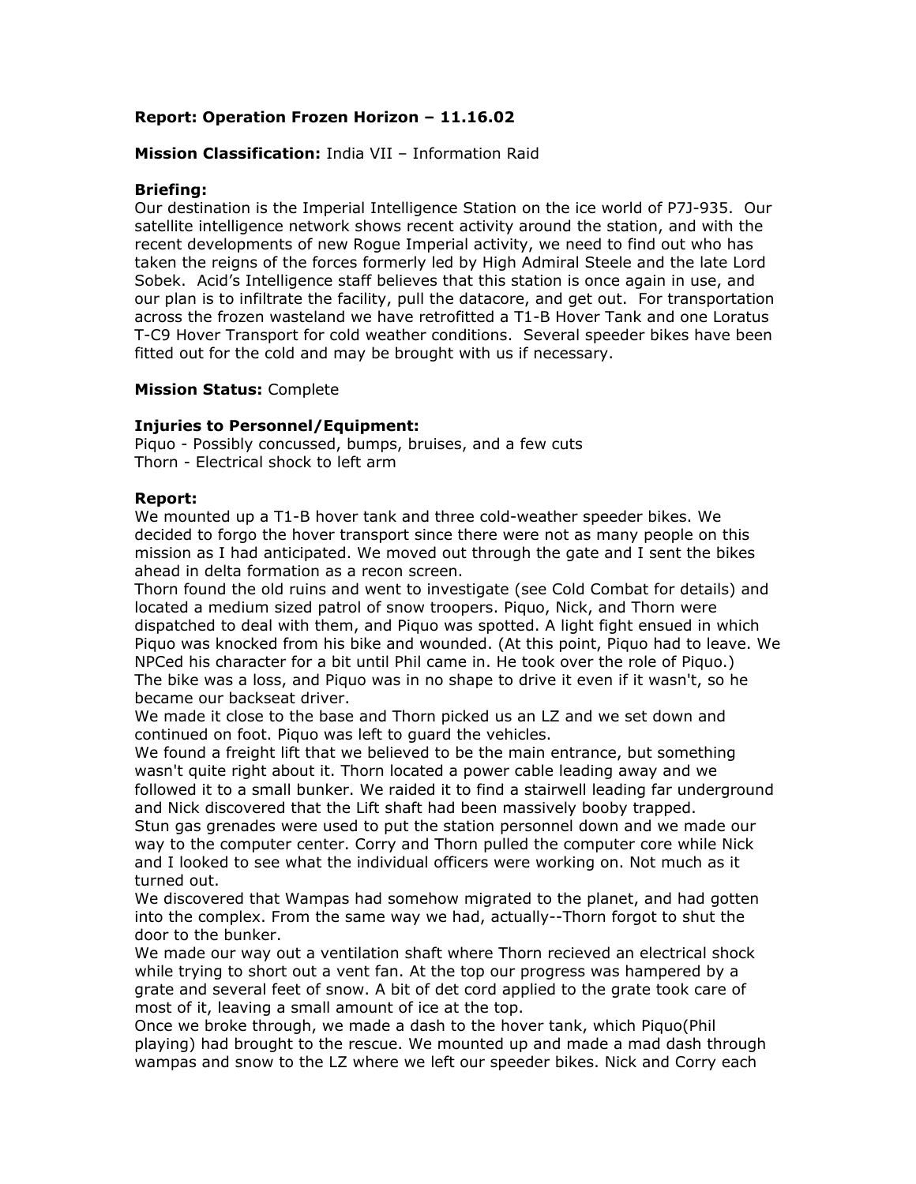**Report: Operation Frozen Horizon – 11.16.02**

**Mission Classification:** India VII – Information Raid

**Briefing:**
Our destination is the Imperial Intelligence Station on the ice world of P7J-935. Our satellite intelligence network shows recent activity around the station, and with the recent developments of new Rogue Imperial activity, we need to find out who has taken the reigns of the forces formerly led by High Admiral Steele and the late Lord Sobek. Acid's Intelligence staff believes that this station is once again in use, and our plan is to infiltrate the facility, pull the datacore, and get out. For transportation across the frozen wasteland we have retrofitted a T1-B Hover Tank and one Loratus T-C9 Hover Transport for cold weather conditions. Several speeder bikes have been fitted out for the cold and may be brought with us if necessary.

**Mission Status:** Complete

**Injuries to Personnel/Equipment:**
Piquo - Possibly concussed, bumps, bruises, and a few cuts
Thorn - Electrical shock to left arm

**Report:**
We mounted up a T1-B hover tank and three cold-weather speeder bikes. We decided to forgo the hover transport since there were not as many people on this mission as I had anticipated. We moved out through the gate and I sent the bikes ahead in delta formation as a recon screen.
Thorn found the old ruins and went to investigate (see Cold Combat for details) and located a medium sized patrol of snow troopers. Piquo, Nick, and Thorn were dispatched to deal with them, and Piquo was spotted. A light fight ensued in which Piquo was knocked from his bike and wounded. (At this point, Piquo had to leave. We NPCed his character for a bit until Phil came in. He took over the role of Piquo.) The bike was a loss, and Piquo was in no shape to drive it even if it wasn't, so he became our backseat driver.
We made it close to the base and Thorn picked us an LZ and we set down and continued on foot. Piquo was left to guard the vehicles.
We found a freight lift that we believed to be the main entrance, but something wasn't quite right about it. Thorn located a power cable leading away and we followed it to a small bunker. We raided it to find a stairwell leading far underground and Nick discovered that the Lift shaft had been massively booby trapped.
Stun gas grenades were used to put the station personnel down and we made our way to the computer center. Corry and Thorn pulled the computer core while Nick and I looked to see what the individual officers were working on. Not much as it turned out.
We discovered that Wampas had somehow migrated to the planet, and had gotten into the complex. From the same way we had, actually--Thorn forgot to shut the door to the bunker.
We made our way out a ventilation shaft where Thorn recieved an electrical shock while trying to short out a vent fan. At the top our progress was hampered by a grate and several feet of snow. A bit of det cord applied to the grate took care of most of it, leaving a small amount of ice at the top.
Once we broke through, we made a dash to the hover tank, which Piquo(Phil playing) had brought to the rescue. We mounted up and made a mad dash through wampas and snow to the LZ where we left our speeder bikes. Nick and Corry each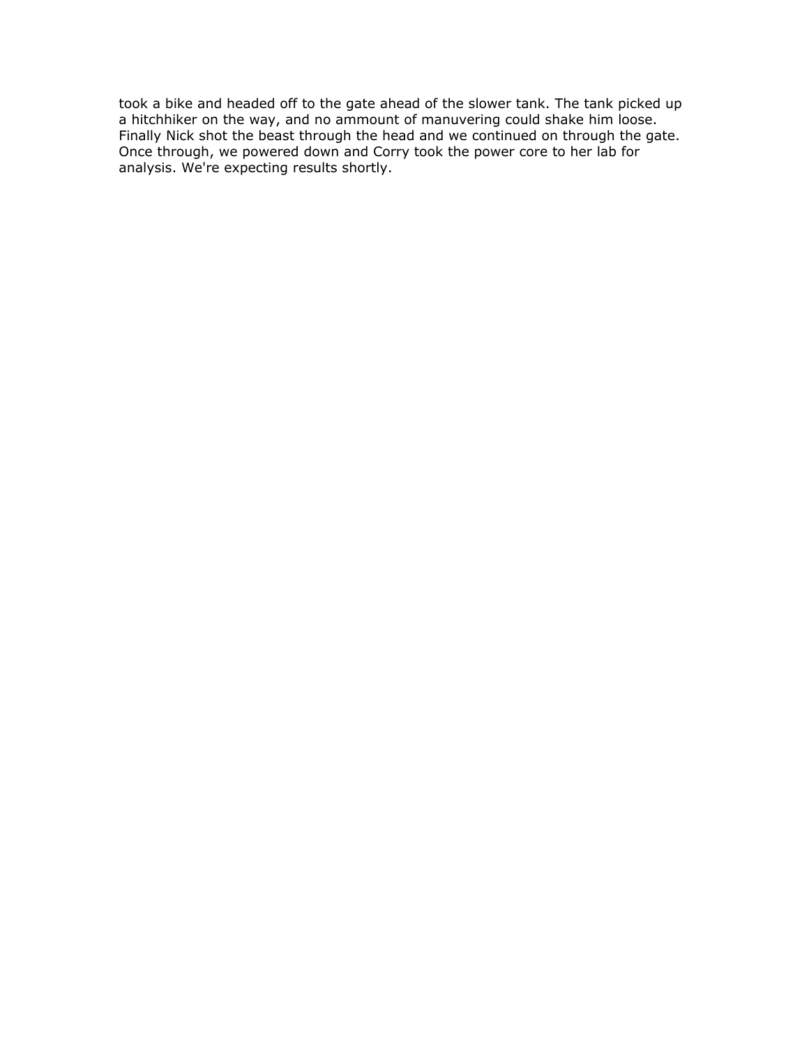took a bike and headed off to the gate ahead of the slower tank. The tank picked up a hitchhiker on the way, and no ammount of manuvering could shake him loose. Finally Nick shot the beast through the head and we continued on through the gate. Once through, we powered down and Corry took the power core to her lab for analysis. We're expecting results shortly.